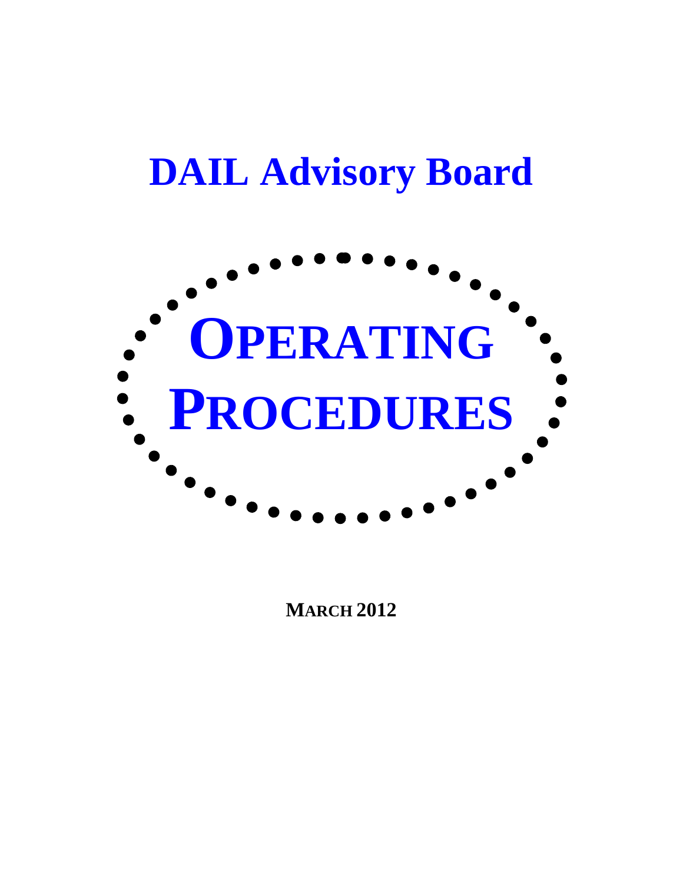# DAIL Advisory Board

# OPERATING PROCEDURES

**MARCH 2012**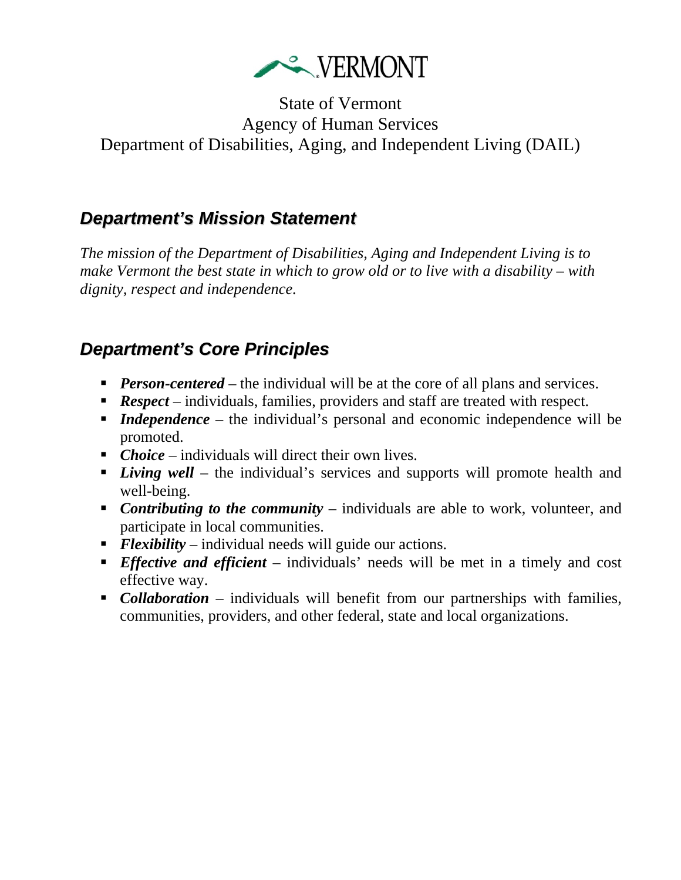VERMONT

State of Vermont
Agency of Human Services
Department of Disabilities, Aging, and Independent Living (DAIL)

## *Department's Mission Statement*

*The mission of the Department of Disabilities, Aging and Independent Living is to make Vermont the best state in which to grow old or to live with a disability – with dignity, respect and independence.*

## *Department's Core Principles*

- ***Person-centered*** – the individual will be at the core of all plans and services.
- ***Respect*** – individuals, families, providers and staff are treated with respect.
- ***Independence*** – the individual's personal and economic independence will be promoted.
- ***Choice*** – individuals will direct their own lives.
- ***Living well*** – the individual's services and supports will promote health and well-being.
- ***Contributing to the community*** – individuals are able to work, volunteer, and participate in local communities.
- ***Flexibility*** – individual needs will guide our actions.
- ***Effective and efficient*** – individuals' needs will be met in a timely and cost effective way.
- ***Collaboration*** – individuals will benefit from our partnerships with families, communities, providers, and other federal, state and local organizations.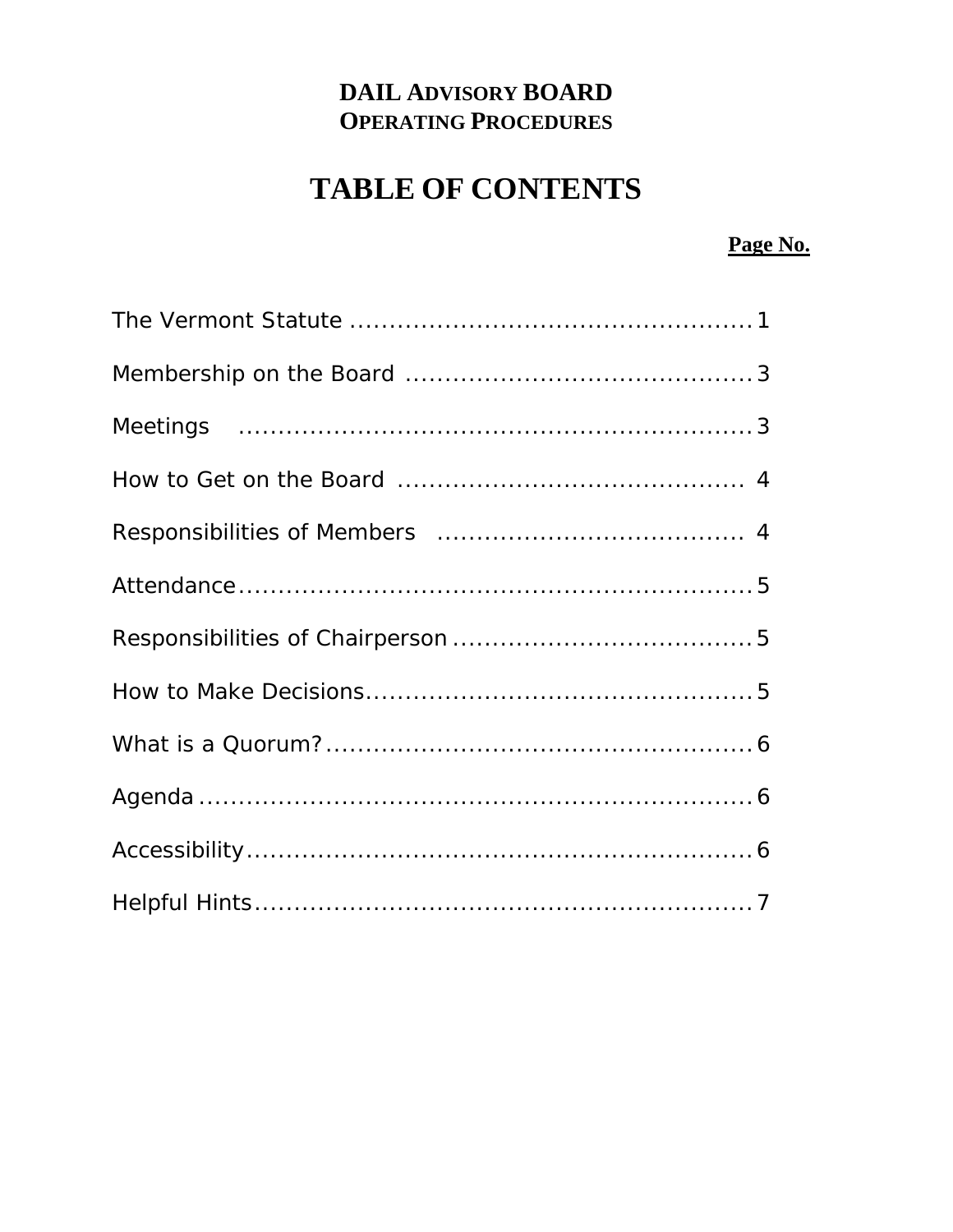# DAIL ADVISORY BOARD
## OPERATING PROCEDURES

# TABLE OF CONTENTS

| | Page No. |
|---|---|
| The Vermont Statute | 1 |
| Membership on the Board | 3 |
| Meetings | 3 |
| How to Get on the Board | 4 |
| Responsibilities of Members | 4 |
| Attendance | 5 |
| Responsibilities of Chairperson | 5 |
| How to Make Decisions | 5 |
| What is a Quorum? | 6 |
| Agenda | 6 |
| Accessibility | 6 |
| Helpful Hints | 7 |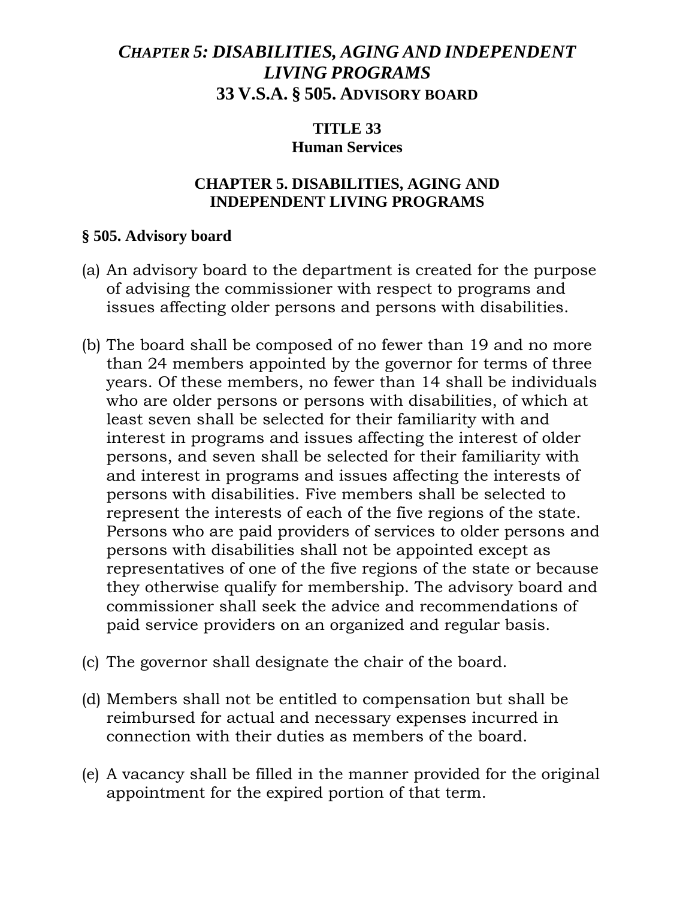# *Chapter 5: Disabilities, Aging and Independent Living Programs*
# 33 V.S.A. § 505. Advisory board

## TITLE 33
## Human Services

## CHAPTER 5. DISABILITIES, AGING AND INDEPENDENT LIVING PROGRAMS

### § 505. Advisory board

(a) An advisory board to the department is created for the purpose of advising the commissioner with respect to programs and issues affecting older persons and persons with disabilities.

(b) The board shall be composed of no fewer than 19 and no more than 24 members appointed by the governor for terms of three years. Of these members, no fewer than 14 shall be individuals who are older persons or persons with disabilities, of which at least seven shall be selected for their familiarity with and interest in programs and issues affecting the interest of older persons, and seven shall be selected for their familiarity with and interest in programs and issues affecting the interests of persons with disabilities. Five members shall be selected to represent the interests of each of the five regions of the state. Persons who are paid providers of services to older persons and persons with disabilities shall not be appointed except as representatives of one of the five regions of the state or because they otherwise qualify for membership. The advisory board and commissioner shall seek the advice and recommendations of paid service providers on an organized and regular basis.

(c) The governor shall designate the chair of the board.

(d) Members shall not be entitled to compensation but shall be reimbursed for actual and necessary expenses incurred in connection with their duties as members of the board.

(e) A vacancy shall be filled in the manner provided for the original appointment for the expired portion of that term.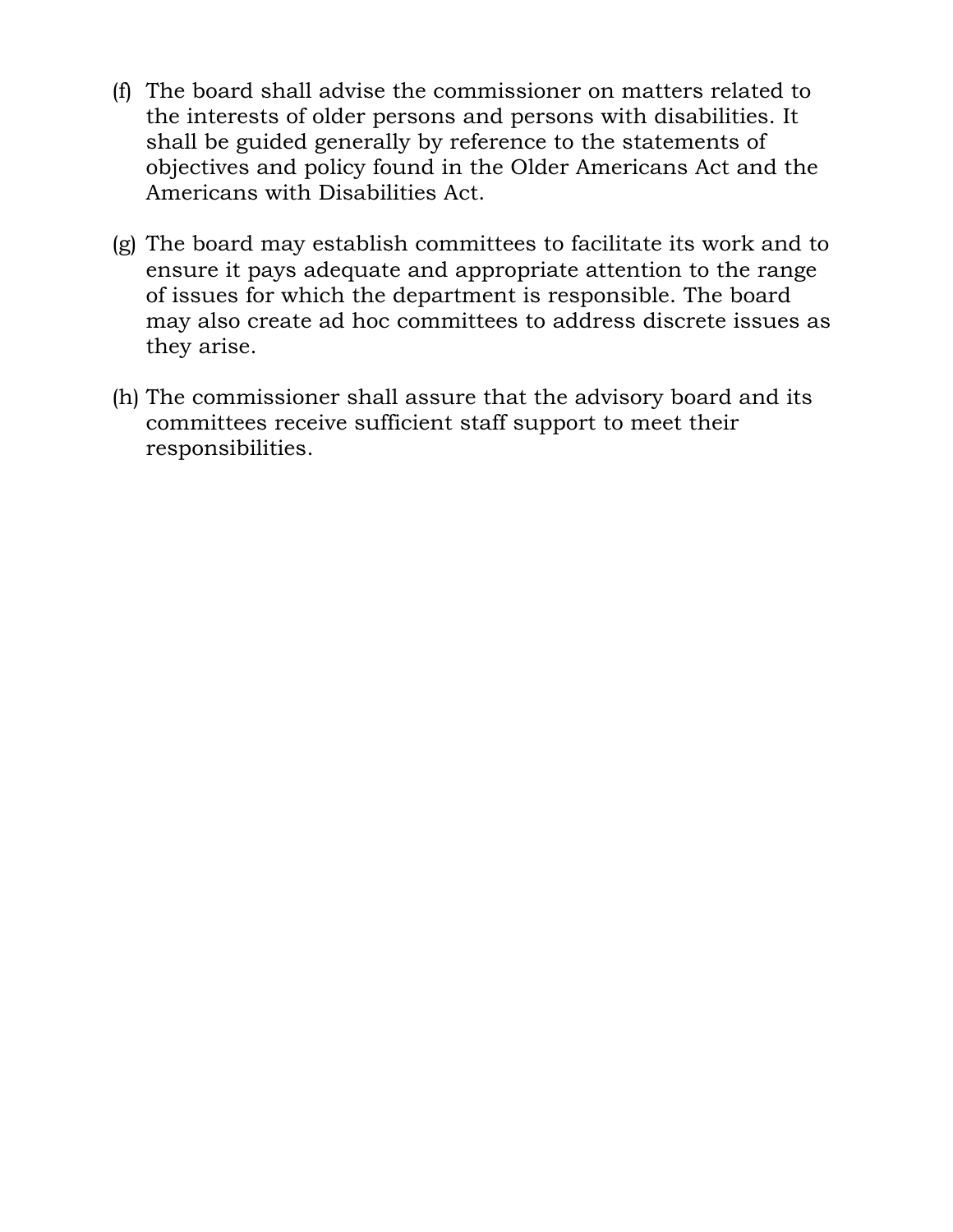(f) The board shall advise the commissioner on matters related to the interests of older persons and persons with disabilities. It shall be guided generally by reference to the statements of objectives and policy found in the Older Americans Act and the Americans with Disabilities Act.

(g) The board may establish committees to facilitate its work and to ensure it pays adequate and appropriate attention to the range of issues for which the department is responsible. The board may also create ad hoc committees to address discrete issues as they arise.

(h) The commissioner shall assure that the advisory board and its committees receive sufficient staff support to meet their responsibilities.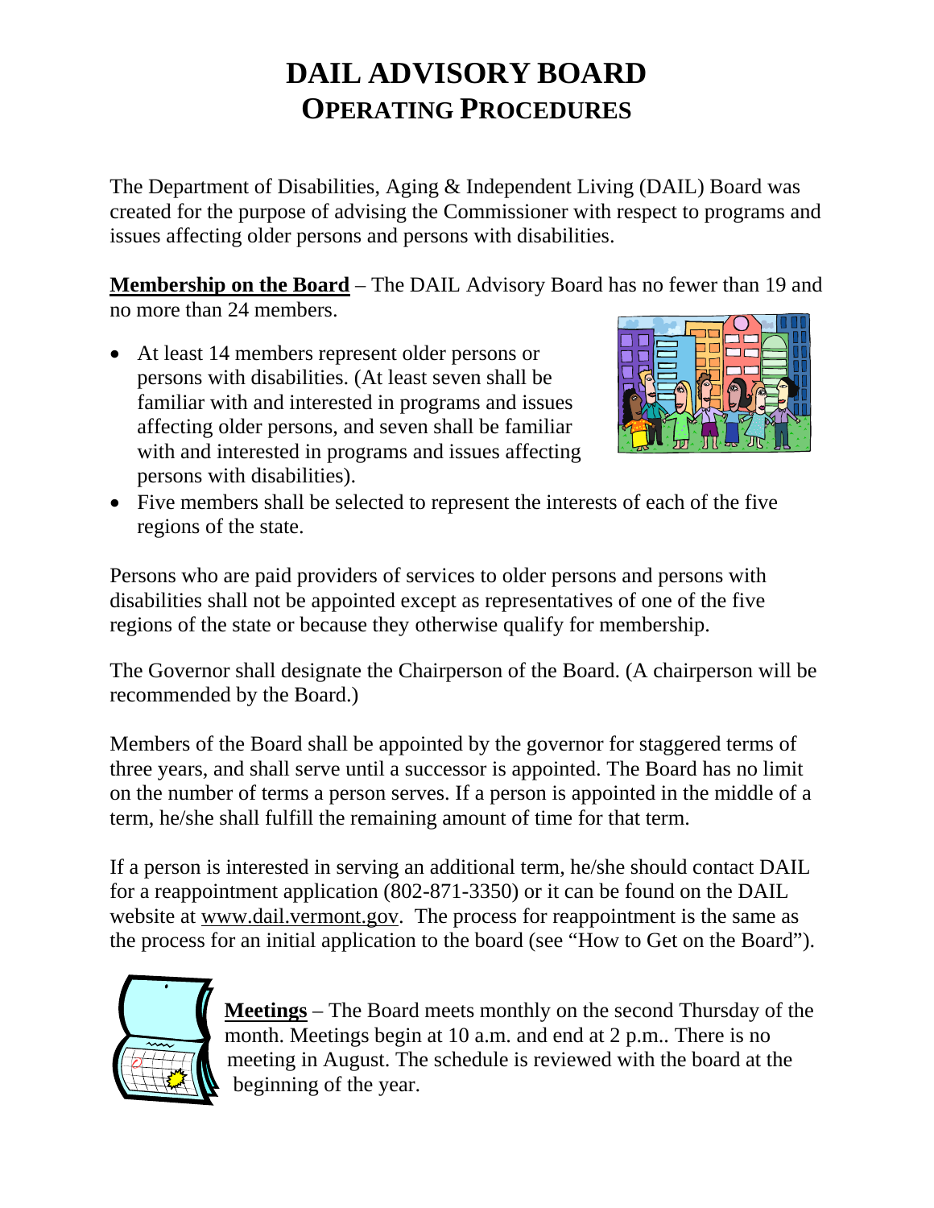# DAIL ADVISORY BOARD
## OPERATING PROCEDURES

The Department of Disabilities, Aging & Independent Living (DAIL) Board was created for the purpose of advising the Commissioner with respect to programs and issues affecting older persons and persons with disabilities.

**Membership on the Board** – The DAIL Advisory Board has no fewer than 19 and no more than 24 members.

- At least 14 members represent older persons or persons with disabilities. (At least seven shall be familiar with and interested in programs and issues affecting older persons, and seven shall be familiar with and interested in programs and issues affecting persons with disabilities).
- Five members shall be selected to represent the interests of each of the five regions of the state.

Persons who are paid providers of services to older persons and persons with disabilities shall not be appointed except as representatives of one of the five regions of the state or because they otherwise qualify for membership.

The Governor shall designate the Chairperson of the Board. (A chairperson will be recommended by the Board.)

Members of the Board shall be appointed by the governor for staggered terms of three years, and shall serve until a successor is appointed. The Board has no limit on the number of terms a person serves. If a person is appointed in the middle of a term, he/she shall fulfill the remaining amount of time for that term.

If a person is interested in serving an additional term, he/she should contact DAIL for a reappointment application (802-871-3350) or it can be found on the DAIL website at www.dail.vermont.gov. The process for reappointment is the same as the process for an initial application to the board (see "How to Get on the Board").

**Meetings** – The Board meets monthly on the second Thursday of the month. Meetings begin at 10 a.m. and end at 2 p.m.. There is no meeting in August. The schedule is reviewed with the board at the beginning of the year.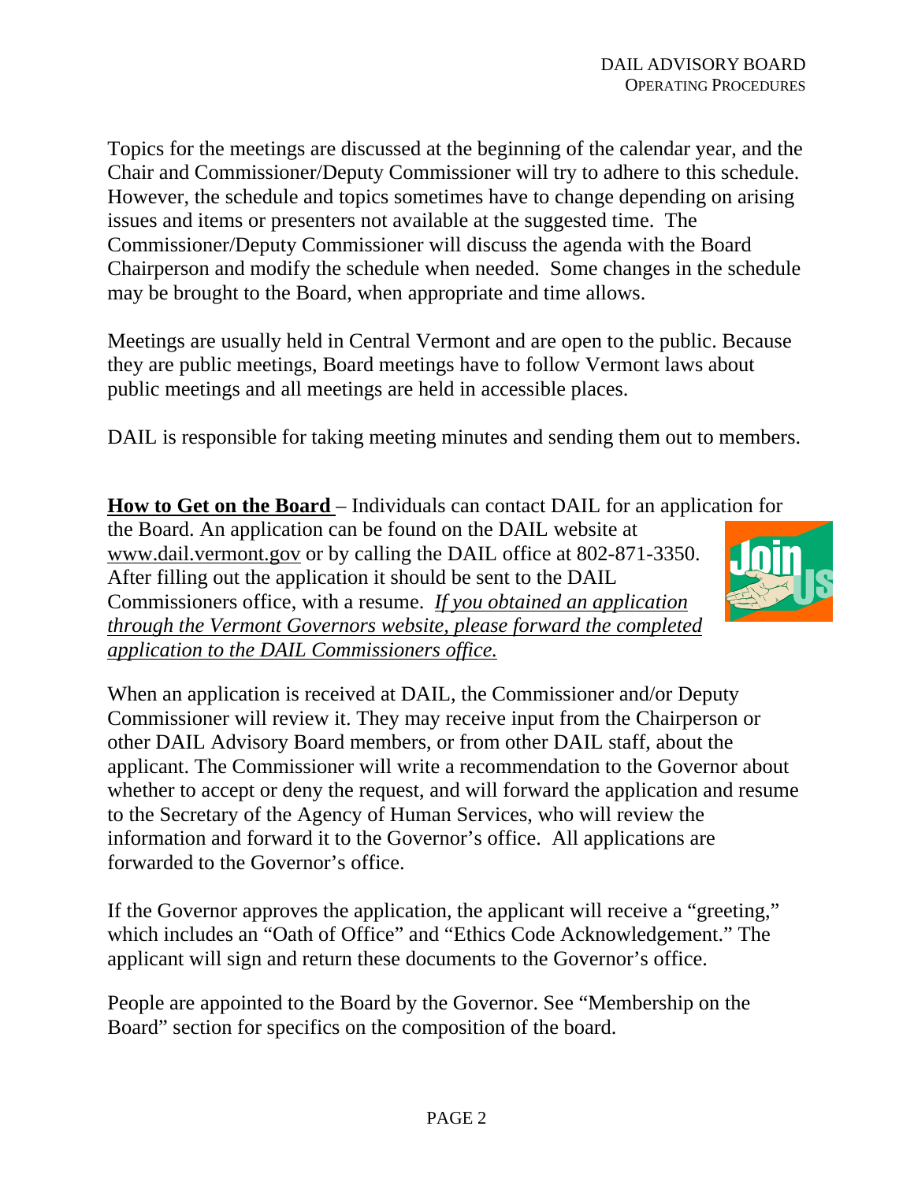Topics for the meetings are discussed at the beginning of the calendar year, and the Chair and Commissioner/Deputy Commissioner will try to adhere to this schedule. However, the schedule and topics sometimes have to change depending on arising issues and items or presenters not available at the suggested time. The Commissioner/Deputy Commissioner will discuss the agenda with the Board Chairperson and modify the schedule when needed. Some changes in the schedule may be brought to the Board, when appropriate and time allows.

Meetings are usually held in Central Vermont and are open to the public. Because they are public meetings, Board meetings have to follow Vermont laws about public meetings and all meetings are held in accessible places.

DAIL is responsible for taking meeting minutes and sending them out to members.

**How to Get on the Board** – Individuals can contact DAIL for an application for the Board. An application can be found on the DAIL website at www.dail.vermont.gov or by calling the DAIL office at 802-871-3350. After filling out the application it should be sent to the DAIL Commissioners office, with a resume. *If you obtained an application through the Vermont Governors website, please forward the completed application to the DAIL Commissioners office.*

When an application is received at DAIL, the Commissioner and/or Deputy Commissioner will review it. They may receive input from the Chairperson or other DAIL Advisory Board members, or from other DAIL staff, about the applicant. The Commissioner will write a recommendation to the Governor about whether to accept or deny the request, and will forward the application and resume to the Secretary of the Agency of Human Services, who will review the information and forward it to the Governor's office. All applications are forwarded to the Governor's office.

If the Governor approves the application, the applicant will receive a "greeting," which includes an "Oath of Office" and "Ethics Code Acknowledgement." The applicant will sign and return these documents to the Governor's office.

People are appointed to the Board by the Governor. See "Membership on the Board" section for specifics on the composition of the board.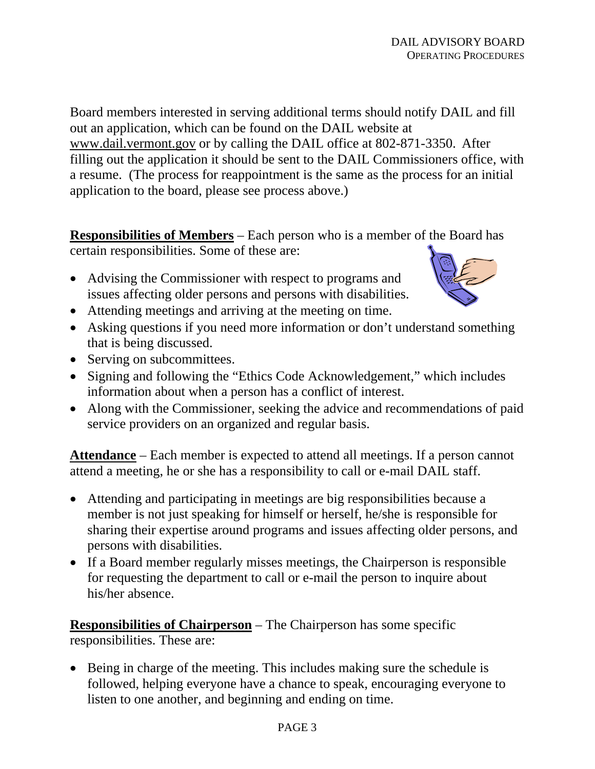Board members interested in serving additional terms should notify DAIL and fill out an application, which can be found on the DAIL website at www.dail.vermont.gov or by calling the DAIL office at 802-871-3350. After filling out the application it should be sent to the DAIL Commissioners office, with a resume. (The process for reappointment is the same as the process for an initial application to the board, please see process above.)

**Responsibilities of Members** – Each person who is a member of the Board has certain responsibilities. Some of these are:

- Advising the Commissioner with respect to programs and issues affecting older persons and persons with disabilities.
- Attending meetings and arriving at the meeting on time.
- Asking questions if you need more information or don't understand something that is being discussed.
- Serving on subcommittees.
- Signing and following the "Ethics Code Acknowledgement," which includes information about when a person has a conflict of interest.
- Along with the Commissioner, seeking the advice and recommendations of paid service providers on an organized and regular basis.

**Attendance** – Each member is expected to attend all meetings. If a person cannot attend a meeting, he or she has a responsibility to call or e-mail DAIL staff.

- Attending and participating in meetings are big responsibilities because a member is not just speaking for himself or herself, he/she is responsible for sharing their expertise around programs and issues affecting older persons, and persons with disabilities.
- If a Board member regularly misses meetings, the Chairperson is responsible for requesting the department to call or e-mail the person to inquire about his/her absence.

**Responsibilities of Chairperson** – The Chairperson has some specific responsibilities. These are:

- Being in charge of the meeting. This includes making sure the schedule is followed, helping everyone have a chance to speak, encouraging everyone to listen to one another, and beginning and ending on time.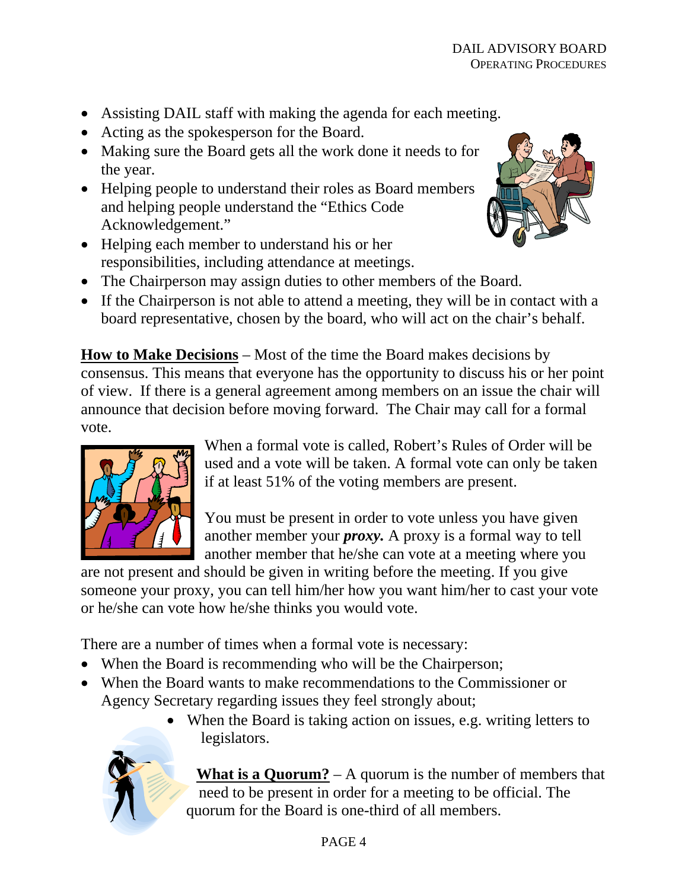- Assisting DAIL staff with making the agenda for each meeting.
- Acting as the spokesperson for the Board.
- Making sure the Board gets all the work done it needs to for the year.
- Helping people to understand their roles as Board members and helping people understand the "Ethics Code Acknowledgement."
- Helping each member to understand his or her responsibilities, including attendance at meetings.
- The Chairperson may assign duties to other members of the Board.
- If the Chairperson is not able to attend a meeting, they will be in contact with a board representative, chosen by the board, who will act on the chair's behalf.

**How to Make Decisions** – Most of the time the Board makes decisions by consensus. This means that everyone has the opportunity to discuss his or her point of view. If there is a general agreement among members on an issue the chair will announce that decision before moving forward. The Chair may call for a formal vote.

When a formal vote is called, Robert's Rules of Order will be used and a vote will be taken. A formal vote can only be taken if at least 51% of the voting members are present.

You must be present in order to vote unless you have given another member your ***proxy.*** A proxy is a formal way to tell another member that he/she can vote at a meeting where you are not present and should be given in writing before the meeting. If you give someone your proxy, you can tell him/her how you want him/her to cast your vote or he/she can vote how he/she thinks you would vote.

There are a number of times when a formal vote is necessary:

- When the Board is recommending who will be the Chairperson;
- When the Board wants to make recommendations to the Commissioner or Agency Secretary regarding issues they feel strongly about;
- When the Board is taking action on issues, e.g. writing letters to legislators.

**What is a Quorum?** – A quorum is the number of members that need to be present in order for a meeting to be official. The quorum for the Board is one-third of all members.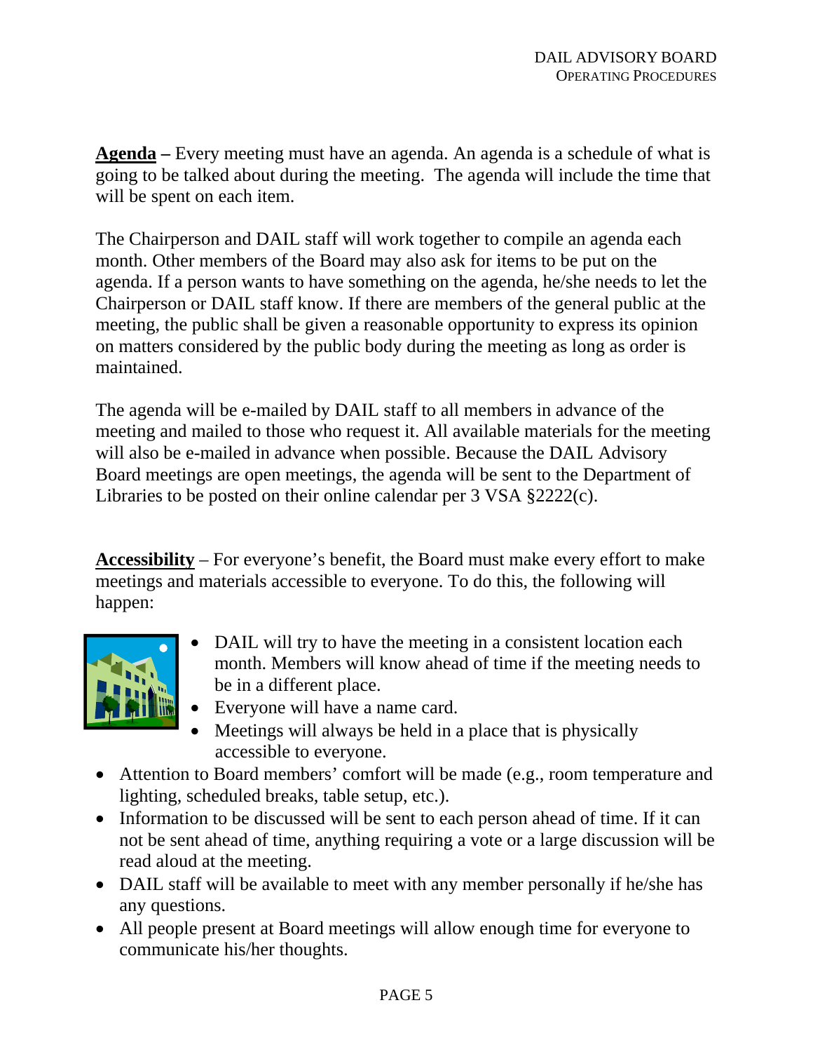**Agenda –** Every meeting must have an agenda. An agenda is a schedule of what is going to be talked about during the meeting. The agenda will include the time that will be spent on each item.

The Chairperson and DAIL staff will work together to compile an agenda each month. Other members of the Board may also ask for items to be put on the agenda. If a person wants to have something on the agenda, he/she needs to let the Chairperson or DAIL staff know. If there are members of the general public at the meeting, the public shall be given a reasonable opportunity to express its opinion on matters considered by the public body during the meeting as long as order is maintained.

The agenda will be e-mailed by DAIL staff to all members in advance of the meeting and mailed to those who request it. All available materials for the meeting will also be e-mailed in advance when possible. Because the DAIL Advisory Board meetings are open meetings, the agenda will be sent to the Department of Libraries to be posted on their online calendar per 3 VSA §2222(c).

**Accessibility** – For everyone's benefit, the Board must make every effort to make meetings and materials accessible to everyone. To do this, the following will happen:

- DAIL will try to have the meeting in a consistent location each month. Members will know ahead of time if the meeting needs to be in a different place.
- Everyone will have a name card.
- Meetings will always be held in a place that is physically accessible to everyone.
- Attention to Board members' comfort will be made (e.g., room temperature and lighting, scheduled breaks, table setup, etc.).
- Information to be discussed will be sent to each person ahead of time. If it can not be sent ahead of time, anything requiring a vote or a large discussion will be read aloud at the meeting.
- DAIL staff will be available to meet with any member personally if he/she has any questions.
- All people present at Board meetings will allow enough time for everyone to communicate his/her thoughts.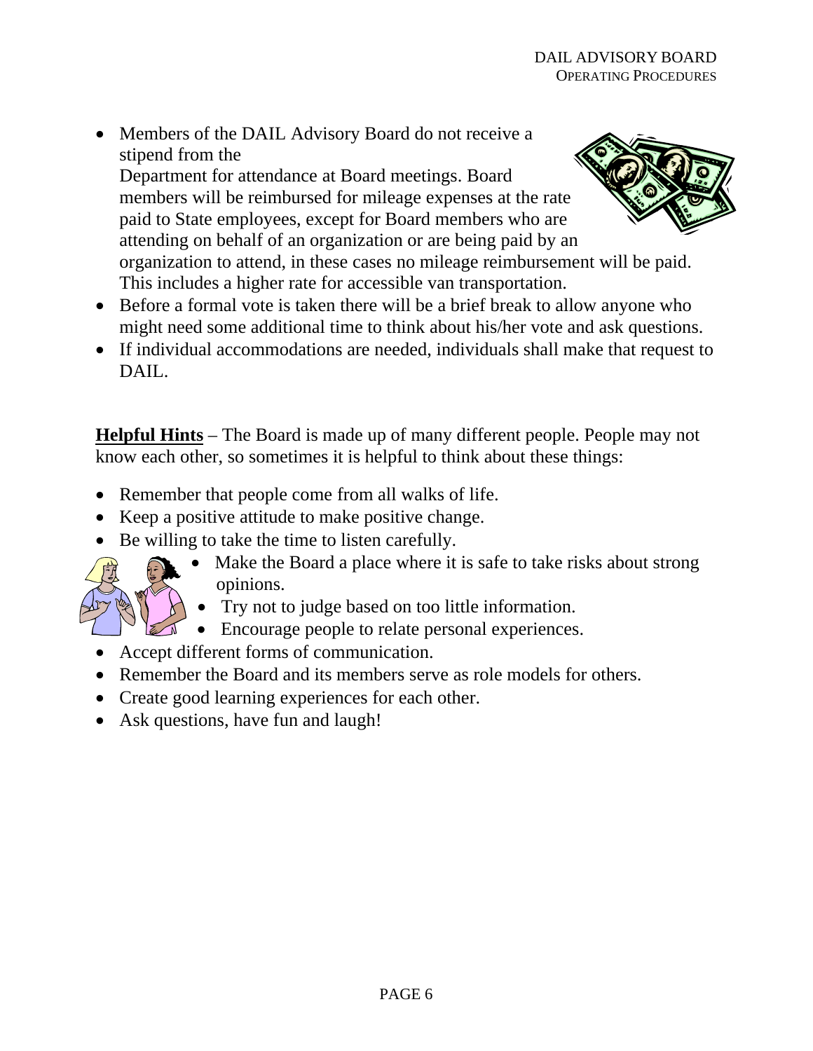- Members of the DAIL Advisory Board do not receive a stipend from the Department for attendance at Board meetings. Board members will be reimbursed for mileage expenses at the rate paid to State employees, except for Board members who are attending on behalf of an organization or are being paid by an organization to attend, in these cases no mileage reimbursement will be paid. This includes a higher rate for accessible van transportation.
- Before a formal vote is taken there will be a brief break to allow anyone who might need some additional time to think about his/her vote and ask questions.
- If individual accommodations are needed, individuals shall make that request to DAIL.

**Helpful Hints** – The Board is made up of many different people. People may not know each other, so sometimes it is helpful to think about these things:

- Remember that people come from all walks of life.
- Keep a positive attitude to make positive change.
- Be willing to take the time to listen carefully.
- Make the Board a place where it is safe to take risks about strong opinions.
- Try not to judge based on too little information.
- Encourage people to relate personal experiences.
- Accept different forms of communication.
- Remember the Board and its members serve as role models for others.
- Create good learning experiences for each other.
- Ask questions, have fun and laugh!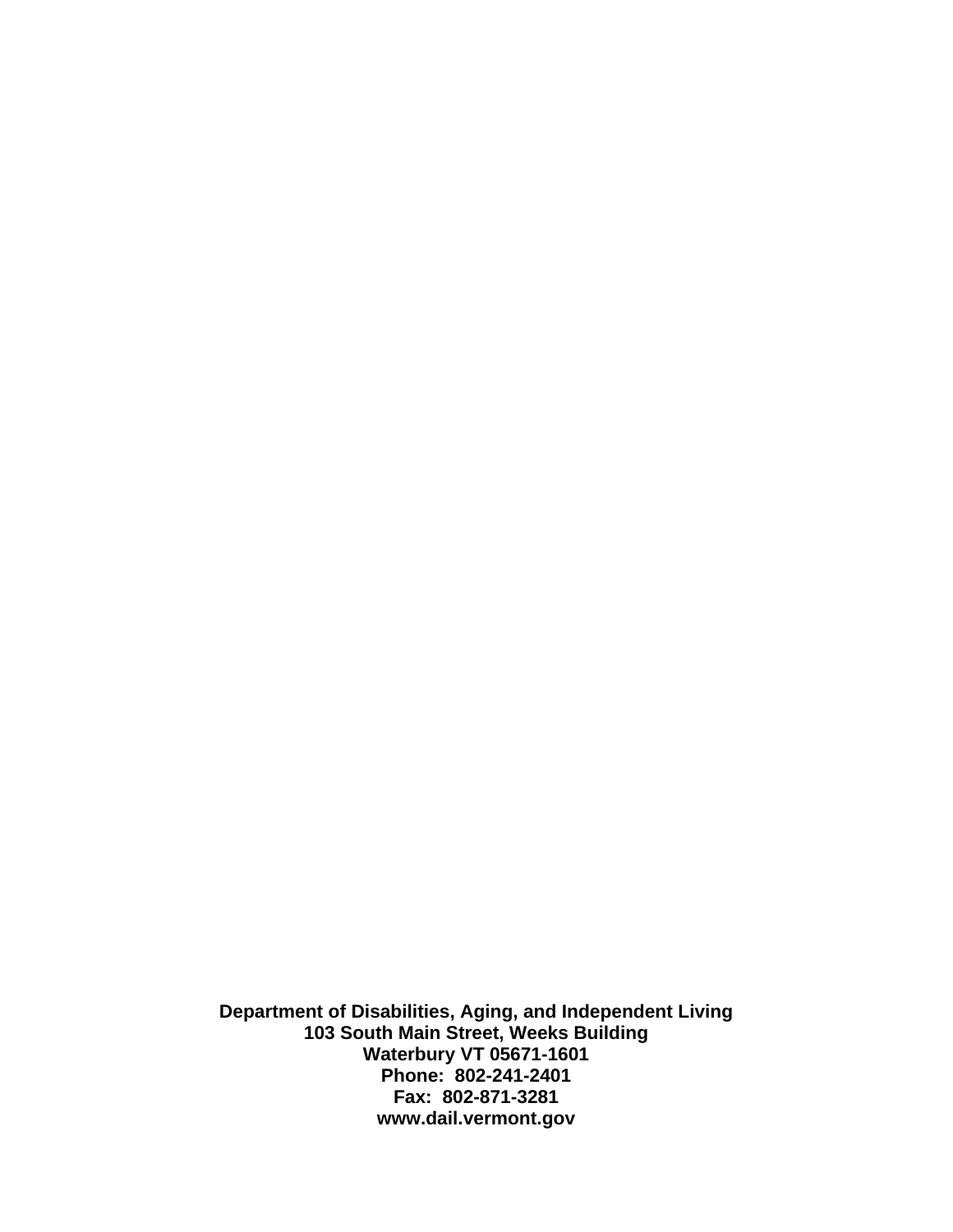**Department of Disabilities, Aging, and Independent Living**
**103 South Main Street, Weeks Building**
**Waterbury VT 05671-1601**
**Phone: 802-241-2401**
**Fax: 802-871-3281**
**www.dail.vermont.gov**